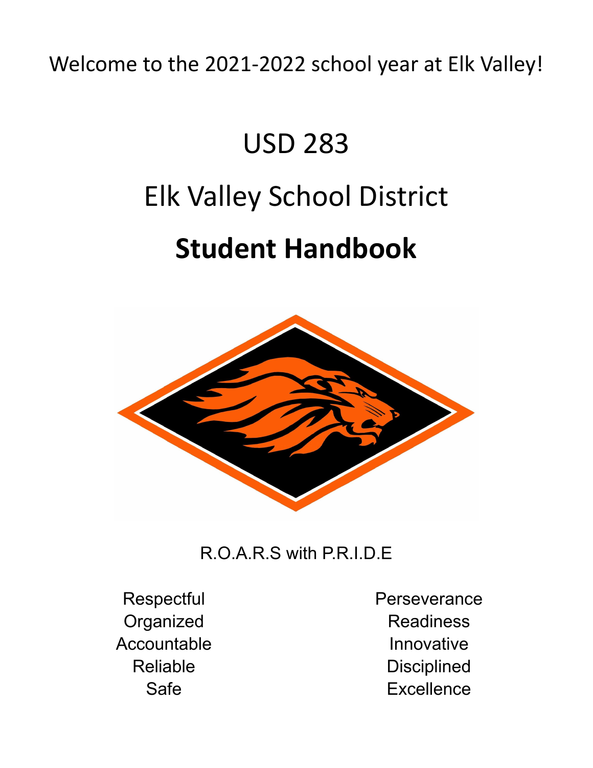Welcome to the 2021-2022 school year at Elk Valley!

# USD 283

# Elk Valley School District

# **Student Handbook**

R.O.A.R.S with P.R.I.D.E

| R.O.A.R.S | P.R.I.D.E |
|---|---|
| Respectful | Perseverance |
| Organized | Readiness |
| Accountable | Innovative |
| Reliable | Disciplined |
| Safe | Excellence |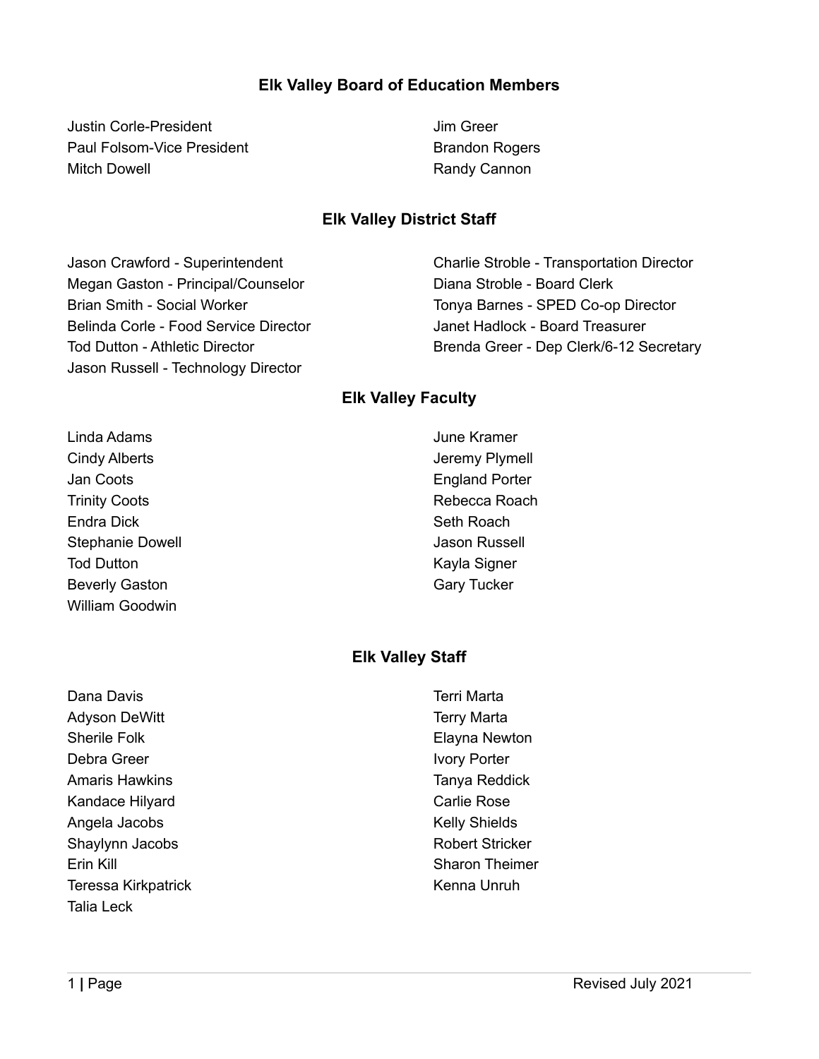## Elk Valley Board of Education Members

Justin Corle-President
Paul Folsom-Vice President
Mitch Dowell
Jim Greer
Brandon Rogers
Randy Cannon

## Elk Valley District Staff

Jason Crawford - Superintendent
Megan Gaston - Principal/Counselor
Brian Smith - Social Worker
Belinda Corle - Food Service Director
Tod Dutton - Athletic Director
Jason Russell - Technology Director
Charlie Stroble - Transportation Director
Diana Stroble - Board Clerk
Tonya Barnes - SPED Co-op Director
Janet Hadlock - Board Treasurer
Brenda Greer - Dep Clerk/6-12 Secretary

## Elk Valley Faculty

Linda Adams
Cindy Alberts
Jan Coots
Trinity Coots
Endra Dick
Stephanie Dowell
Tod Dutton
Beverly Gaston
William Goodwin
June Kramer
Jeremy Plymell
England Porter
Rebecca Roach
Seth Roach
Jason Russell
Kayla Signer
Gary Tucker

## Elk Valley Staff

Dana Davis
Adyson DeWitt
Sherile Folk
Debra Greer
Amaris Hawkins
Kandace Hilyard
Angela Jacobs
Shaylynn Jacobs
Erin Kill
Teressa Kirkpatrick
Talia Leck
Terri Marta
Terry Marta
Elayna Newton
Ivory Porter
Tanya Reddick
Carlie Rose
Kelly Shields
Robert Stricker
Sharon Theimer
Kenna Unruh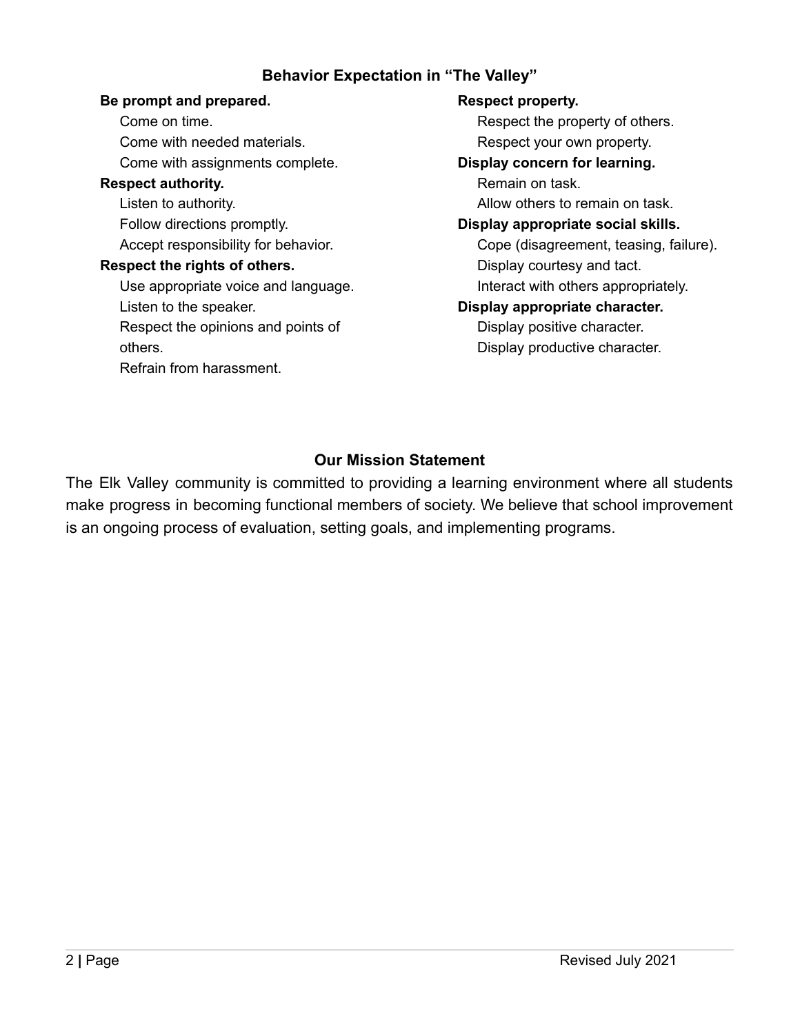## Behavior Expectation in "The Valley"

**Be prompt and prepared.**

- Come on time.
- Come with needed materials.
- Come with assignments complete.

**Respect authority.**

- Listen to authority.
- Follow directions promptly.
- Accept responsibility for behavior.

**Respect the rights of others.**

- Use appropriate voice and language.
- Listen to the speaker.
- Respect the opinions and points of others.
- Refrain from harassment.

**Respect property.**

- Respect the property of others.
- Respect your own property.

**Display concern for learning.**

- Remain on task.
- Allow others to remain on task.

**Display appropriate social skills.**

- Cope (disagreement, teasing, failure).
- Display courtesy and tact.
- Interact with others appropriately.

**Display appropriate character.**

- Display positive character.
- Display productive character.

## Our Mission Statement

The Elk Valley community is committed to providing a learning environment where all students make progress in becoming functional members of society. We believe that school improvement is an ongoing process of evaluation, setting goals, and implementing programs.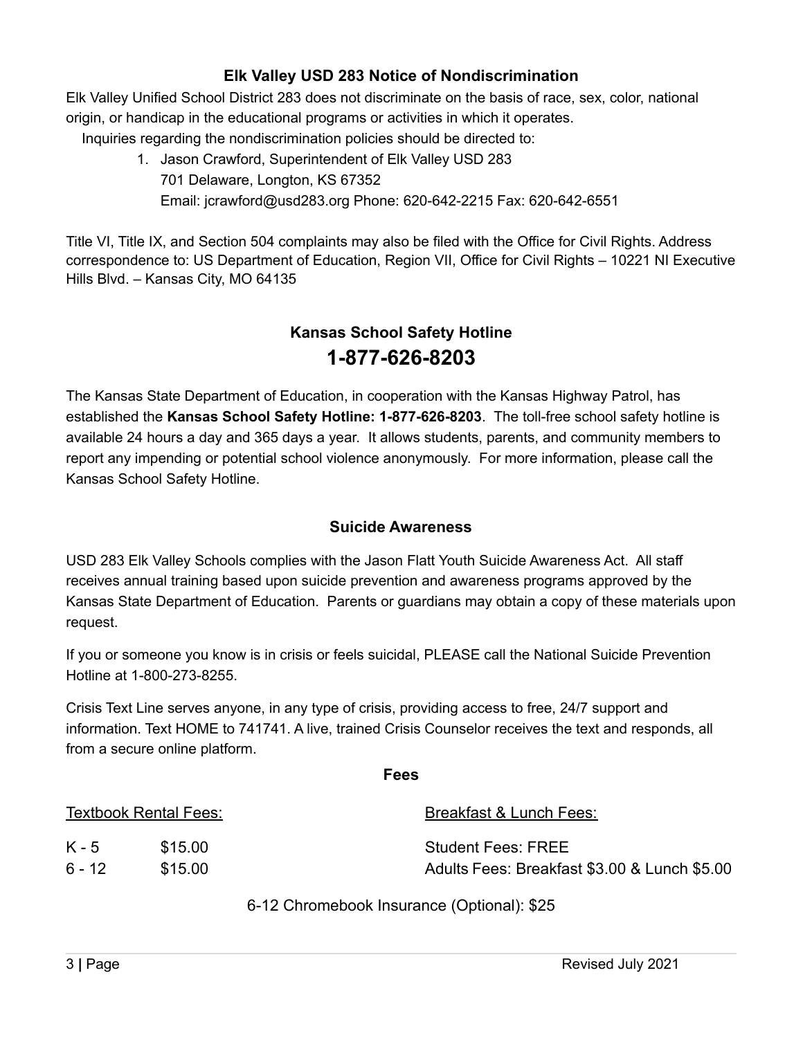## Elk Valley USD 283 Notice of Nondiscrimination

Elk Valley Unified School District 283 does not discriminate on the basis of race, sex, color, national origin, or handicap in the educational programs or activities in which it operates.

Inquiries regarding the nondiscrimination policies should be directed to:

1. Jason Crawford, Superintendent of Elk Valley USD 283
   701 Delaware, Longton, KS 67352
   Email: jcrawford@usd283.org Phone: 620-642-2215 Fax: 620-642-6551

Title VI, Title IX, and Section 504 complaints may also be filed with the Office for Civil Rights. Address correspondence to: US Department of Education, Region VII, Office for Civil Rights – 10221 NI Executive Hills Blvd. – Kansas City, MO 64135

## Kansas School Safety Hotline
## 1-877-626-8203

The Kansas State Department of Education, in cooperation with the Kansas Highway Patrol, has established the **Kansas School Safety Hotline: 1-877-626-8203**. The toll-free school safety hotline is available 24 hours a day and 365 days a year. It allows students, parents, and community members to report any impending or potential school violence anonymously. For more information, please call the Kansas School Safety Hotline.

## Suicide Awareness

USD 283 Elk Valley Schools complies with the Jason Flatt Youth Suicide Awareness Act. All staff receives annual training based upon suicide prevention and awareness programs approved by the Kansas State Department of Education. Parents or guardians may obtain a copy of these materials upon request.

If you or someone you know is in crisis or feels suicidal, PLEASE call the National Suicide Prevention Hotline at 1-800-273-8255.

Crisis Text Line serves anyone, in any type of crisis, providing access to free, 24/7 support and information. Text HOME to 741741. A live, trained Crisis Counselor receives the text and responds, all from a secure online platform.

## Fees

Textbook Rental Fees:

| | |
|---|---|
| K - 5 | $15.00 |
| 6 - 12 | $15.00 |

Breakfast & Lunch Fees:

Student Fees: FREE
Adults Fees: Breakfast $3.00 & Lunch $5.00

6-12 Chromebook Insurance (Optional): $25

Revised July 2021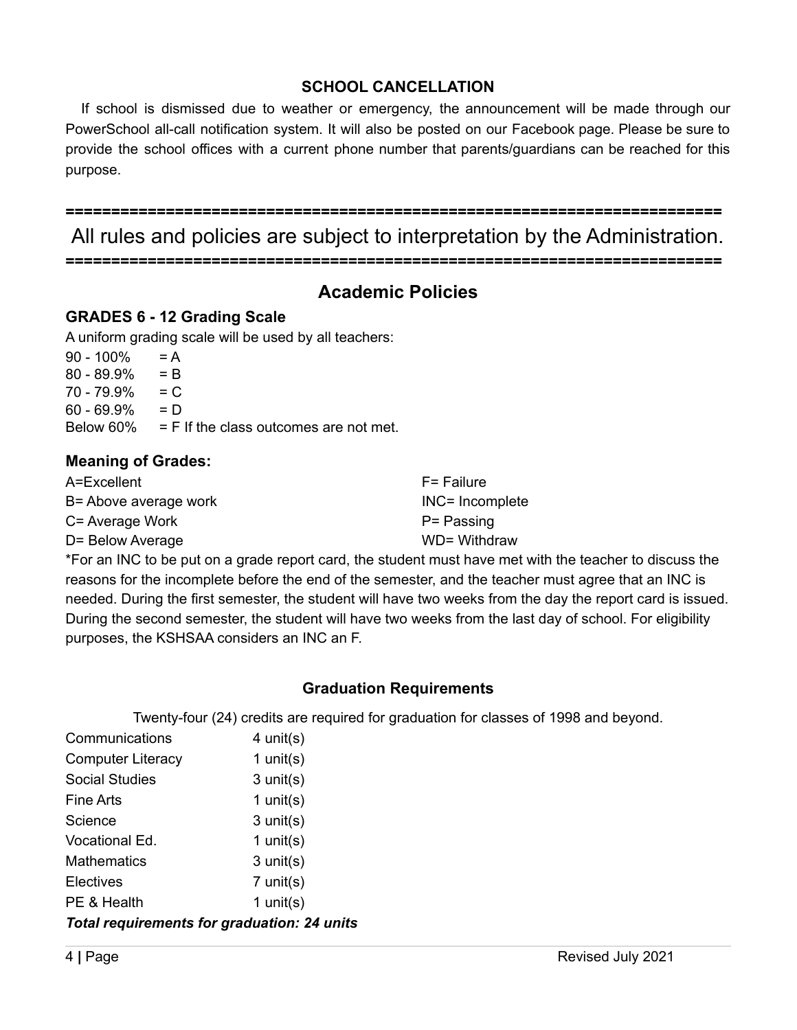## SCHOOL CANCELLATION

If school is dismissed due to weather or emergency, the announcement will be made through our PowerSchool all-call notification system. It will also be posted on our Facebook page. Please be sure to provide the school offices with a current phone number that parents/guardians can be reached for this purpose.

==========================================================================

All rules and policies are subject to interpretation by the Administration.

==========================================================================

# Academic Policies

### GRADES 6 - 12 Grading Scale

A uniform grading scale will be used by all teachers:

90 - 100% = A
80 - 89.9% = B
70 - 79.9% = C
60 - 69.9% = D
Below 60% = F If the class outcomes are not met.

### Meaning of Grades:

A=Excellent
B= Above average work
C= Average Work
D= Below Average
F= Failure
INC= Incomplete
P= Passing
WD= Withdraw

*For an INC to be put on a grade report card, the student must have met with the teacher to discuss the reasons for the incomplete before the end of the semester, and the teacher must agree that an INC is needed. During the first semester, the student will have two weeks from the day the report card is issued. During the second semester, the student will have two weeks from the last day of school. For eligibility purposes, the KSHSAA considers an INC an F.

## Graduation Requirements

Twenty-four (24) credits are required for graduation for classes of 1998 and beyond.

| | |
|---|---|
| Communications | 4 unit(s) |
| Computer Literacy | 1 unit(s) |
| Social Studies | 3 unit(s) |
| Fine Arts | 1 unit(s) |
| Science | 3 unit(s) |
| Vocational Ed. | 1 unit(s) |
| Mathematics | 3 unit(s) |
| Electives | 7 unit(s) |
| PE & Health | 1 unit(s) |

***Total requirements for graduation: 24 units***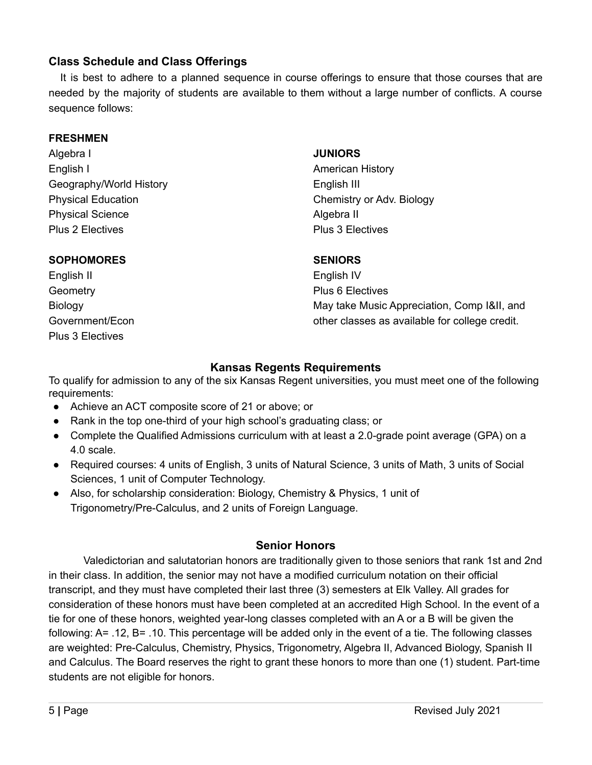## Class Schedule and Class Offerings

It is best to adhere to a planned sequence in course offerings to ensure that those courses that are needed by the majority of students are available to them without a large number of conflicts. A course sequence follows:

**FRESHMEN**

Algebra I
English I
Geography/World History
Physical Education
Physical Science
Plus 2 Electives

**SOPHOMORES**

English II
Geometry
Biology
Government/Econ
Plus 3 Electives

**JUNIORS**

American History
English III
Chemistry or Adv. Biology
Algebra II
Plus 3 Electives

**SENIORS**

English IV
Plus 6 Electives
May take Music Appreciation, Comp I&II, and other classes as available for college credit.

## Kansas Regents Requirements

To qualify for admission to any of the six Kansas Regent universities, you must meet one of the following requirements:

- Achieve an ACT composite score of 21 or above; or
- Rank in the top one-third of your high school's graduating class; or
- Complete the Qualified Admissions curriculum with at least a 2.0-grade point average (GPA) on a 4.0 scale.
- Required courses: 4 units of English, 3 units of Natural Science, 3 units of Math, 3 units of Social Sciences, 1 unit of Computer Technology.
- Also, for scholarship consideration: Biology, Chemistry & Physics, 1 unit of Trigonometry/Pre-Calculus, and 2 units of Foreign Language.

## Senior Honors

Valedictorian and salutatorian honors are traditionally given to those seniors that rank 1st and 2nd in their class. In addition, the senior may not have a modified curriculum notation on their official transcript, and they must have completed their last three (3) semesters at Elk Valley. All grades for consideration of these honors must have been completed at an accredited High School. In the event of a tie for one of these honors, weighted year-long classes completed with an A or a B will be given the following: A= .12, B= .10. This percentage will be added only in the event of a tie. The following classes are weighted: Pre-Calculus, Chemistry, Physics, Trigonometry, Algebra II, Advanced Biology, Spanish II and Calculus. The Board reserves the right to grant these honors to more than one (1) student. Part-time students are not eligible for honors.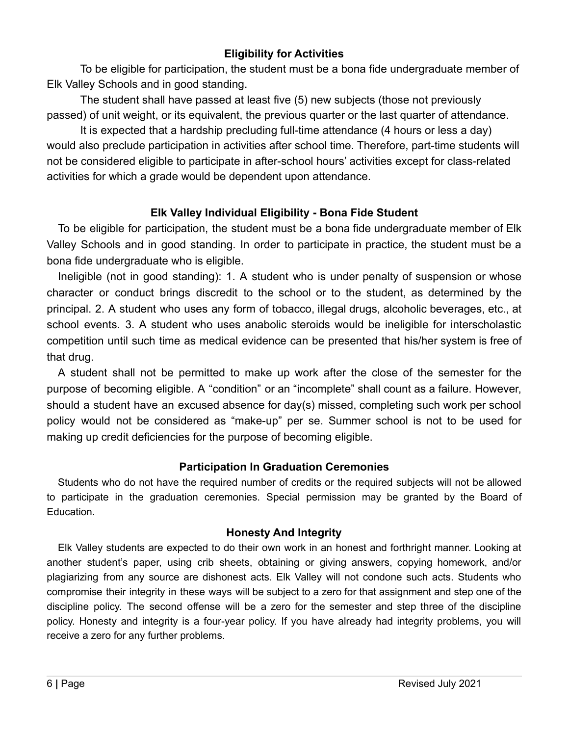## Eligibility for Activities

To be eligible for participation, the student must be a bona fide undergraduate member of Elk Valley Schools and in good standing.

The student shall have passed at least five (5) new subjects (those not previously passed) of unit weight, or its equivalent, the previous quarter or the last quarter of attendance.

It is expected that a hardship precluding full-time attendance (4 hours or less a day) would also preclude participation in activities after school time. Therefore, part-time students will not be considered eligible to participate in after-school hours' activities except for class-related activities for which a grade would be dependent upon attendance.

## Elk Valley Individual Eligibility - Bona Fide Student

To be eligible for participation, the student must be a bona fide undergraduate member of Elk Valley Schools and in good standing. In order to participate in practice, the student must be a bona fide undergraduate who is eligible.

Ineligible (not in good standing): 1. A student who is under penalty of suspension or whose character or conduct brings discredit to the school or to the student, as determined by the principal. 2. A student who uses any form of tobacco, illegal drugs, alcoholic beverages, etc., at school events. 3. A student who uses anabolic steroids would be ineligible for interscholastic competition until such time as medical evidence can be presented that his/her system is free of that drug.

A student shall not be permitted to make up work after the close of the semester for the purpose of becoming eligible. A "condition" or an "incomplete" shall count as a failure. However, should a student have an excused absence for day(s) missed, completing such work per school policy would not be considered as "make-up" per se. Summer school is not to be used for making up credit deficiencies for the purpose of becoming eligible.

## Participation In Graduation Ceremonies

Students who do not have the required number of credits or the required subjects will not be allowed to participate in the graduation ceremonies. Special permission may be granted by the Board of Education.

## Honesty And Integrity

Elk Valley students are expected to do their own work in an honest and forthright manner. Looking at another student's paper, using crib sheets, obtaining or giving answers, copying homework, and/or plagiarizing from any source are dishonest acts. Elk Valley will not condone such acts. Students who compromise their integrity in these ways will be subject to a zero for that assignment and step one of the discipline policy. The second offense will be a zero for the semester and step three of the discipline policy. Honesty and integrity is a four-year policy. If you have already had integrity problems, you will receive a zero for any further problems.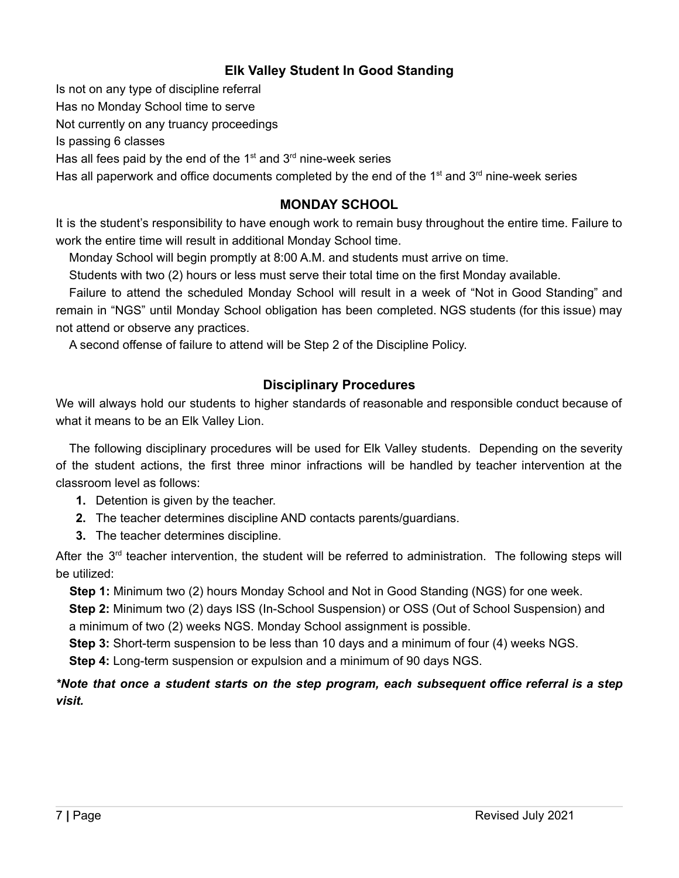## Elk Valley Student In Good Standing

Is not on any type of discipline referral

Has no Monday School time to serve

Not currently on any truancy proceedings

Is passing 6 classes

Has all fees paid by the end of the 1st and 3rd nine-week series

Has all paperwork and office documents completed by the end of the 1st and 3rd nine-week series

## MONDAY SCHOOL

It is the student's responsibility to have enough work to remain busy throughout the entire time. Failure to work the entire time will result in additional Monday School time.

Monday School will begin promptly at 8:00 A.M. and students must arrive on time.

Students with two (2) hours or less must serve their total time on the first Monday available.

Failure to attend the scheduled Monday School will result in a week of "Not in Good Standing" and remain in "NGS" until Monday School obligation has been completed. NGS students (for this issue) may not attend or observe any practices.

A second offense of failure to attend will be Step 2 of the Discipline Policy.

## Disciplinary Procedures

We will always hold our students to higher standards of reasonable and responsible conduct because of what it means to be an Elk Valley Lion.

The following disciplinary procedures will be used for Elk Valley students. Depending on the severity of the student actions, the first three minor infractions will be handled by teacher intervention at the classroom level as follows:

1. Detention is given by the teacher.
2. The teacher determines discipline AND contacts parents/guardians.
3. The teacher determines discipline.

After the 3rd teacher intervention, the student will be referred to administration. The following steps will be utilized:

**Step 1:** Minimum two (2) hours Monday School and Not in Good Standing (NGS) for one week.

**Step 2:** Minimum two (2) days ISS (In-School Suspension) or OSS (Out of School Suspension) and a minimum of two (2) weeks NGS. Monday School assignment is possible.

**Step 3:** Short-term suspension to be less than 10 days and a minimum of four (4) weeks NGS.

**Step 4:** Long-term suspension or expulsion and a minimum of 90 days NGS.

***Note that once a student starts on the step program, each subsequent office referral is a step visit.**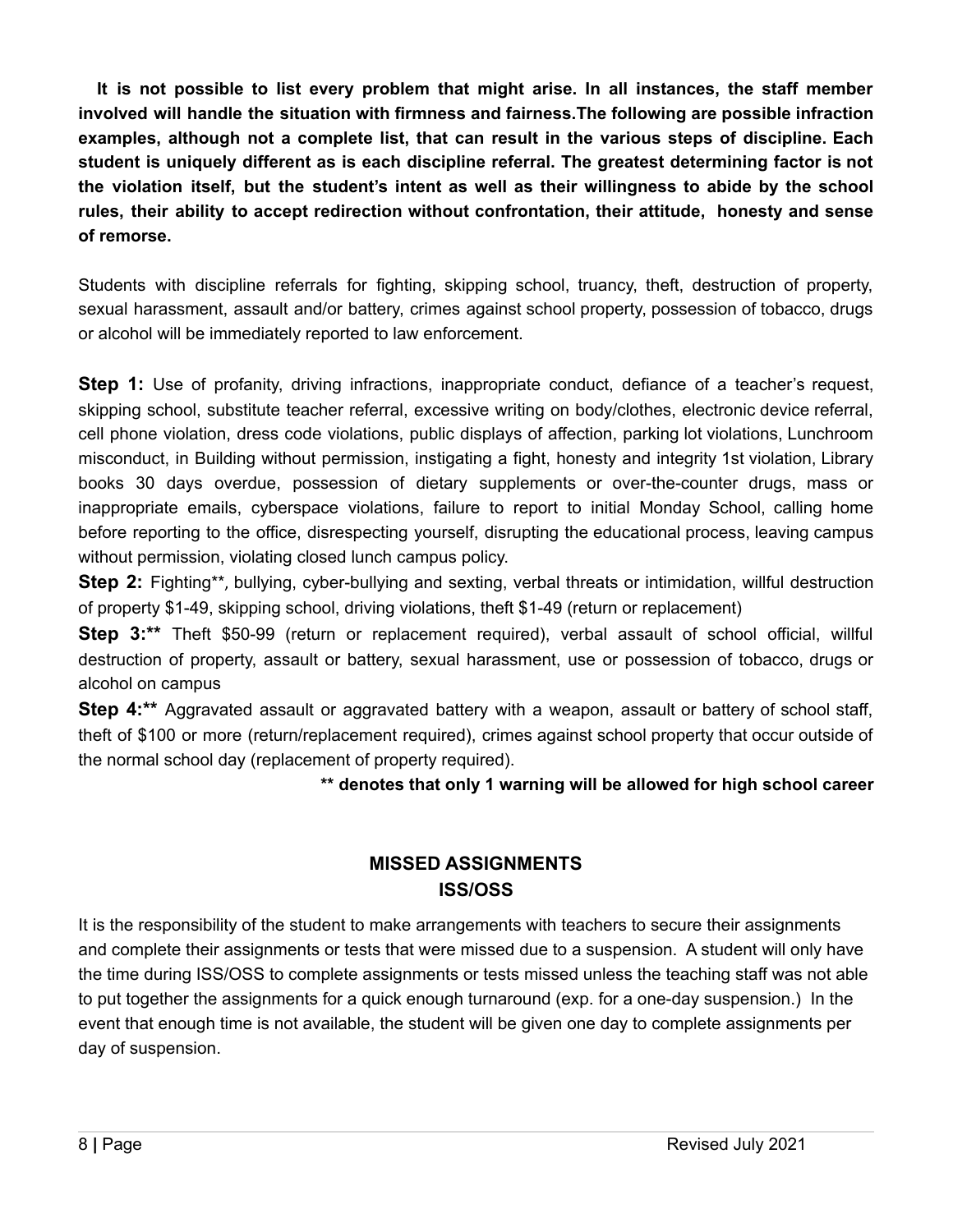**It is not possible to list every problem that might arise. In all instances, the staff member involved will handle the situation with firmness and fairness.The following are possible infraction examples, although not a complete list, that can result in the various steps of discipline. Each student is uniquely different as is each discipline referral. The greatest determining factor is not the violation itself, but the student's intent as well as their willingness to abide by the school rules, their ability to accept redirection without confrontation, their attitude, honesty and sense of remorse.**

Students with discipline referrals for fighting, skipping school, truancy, theft, destruction of property, sexual harassment, assault and/or battery, crimes against school property, possession of tobacco, drugs or alcohol will be immediately reported to law enforcement.

**Step 1:** Use of profanity, driving infractions, inappropriate conduct, defiance of a teacher's request, skipping school, substitute teacher referral, excessive writing on body/clothes, electronic device referral, cell phone violation, dress code violations, public displays of affection, parking lot violations, Lunchroom misconduct, in Building without permission, instigating a fight, honesty and integrity 1st violation, Library books 30 days overdue, possession of dietary supplements or over-the-counter drugs, mass or inappropriate emails, cyberspace violations, failure to report to initial Monday School, calling home before reporting to the office, disrespecting yourself, disrupting the educational process, leaving campus without permission, violating closed lunch campus policy.

**Step 2:** Fighting**, bullying, cyber-bullying and sexting, verbal threats or intimidation, willful destruction of property $1-49, skipping school, driving violations, theft $1-49 (return or replacement)

**Step 3:**** Theft $50-99 (return or replacement required), verbal assault of school official, willful destruction of property, assault or battery, sexual harassment, use or possession of tobacco, drugs or alcohol on campus

**Step 4:**** Aggravated assault or aggravated battery with a weapon, assault or battery of school staff, theft of $100 or more (return/replacement required), crimes against school property that occur outside of the normal school day (replacement of property required).

**** denotes that only 1 warning will be allowed for high school career**

## MISSED ASSIGNMENTS
## ISS/OSS

It is the responsibility of the student to make arrangements with teachers to secure their assignments and complete their assignments or tests that were missed due to a suspension. A student will only have the time during ISS/OSS to complete assignments or tests missed unless the teaching staff was not able to put together the assignments for a quick enough turnaround (exp. for a one-day suspension.) In the event that enough time is not available, the student will be given one day to complete assignments per day of suspension.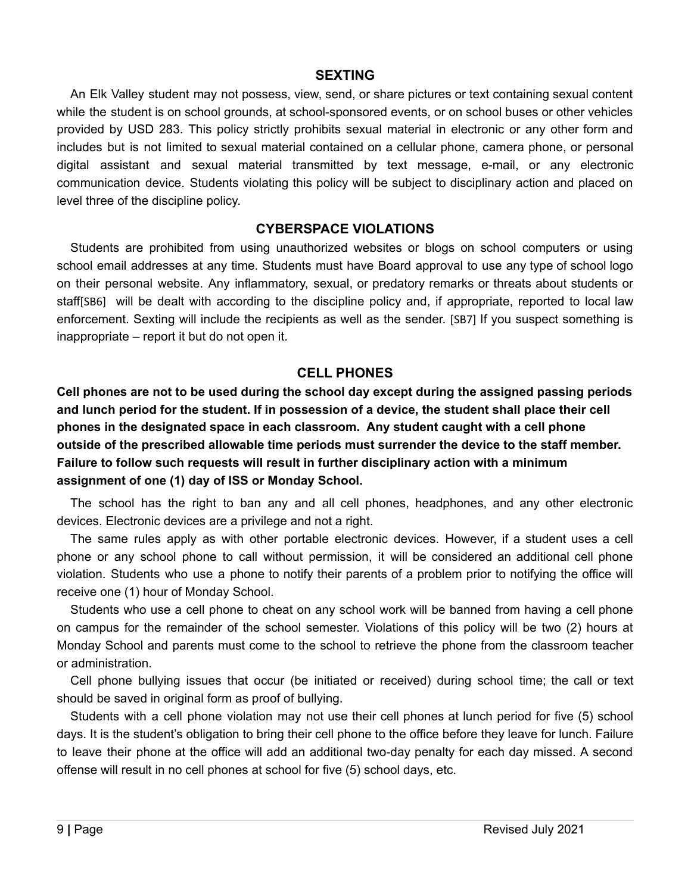## SEXTING

An Elk Valley student may not possess, view, send, or share pictures or text containing sexual content while the student is on school grounds, at school-sponsored events, or on school buses or other vehicles provided by USD 283. This policy strictly prohibits sexual material in electronic or any other form and includes but is not limited to sexual material contained on a cellular phone, camera phone, or personal digital assistant and sexual material transmitted by text message, e-mail, or any electronic communication device. Students violating this policy will be subject to disciplinary action and placed on level three of the discipline policy.

## CYBERSPACE VIOLATIONS

Students are prohibited from using unauthorized websites or blogs on school computers or using school email addresses at any time. Students must have Board approval to use any type of school logo on their personal website. Any inflammatory, sexual, or predatory remarks or threats about students or staff[SB6] will be dealt with according to the discipline policy and, if appropriate, reported to local law enforcement. Sexting will include the recipients as well as the sender. [SB7] If you suspect something is inappropriate – report it but do not open it.

## CELL PHONES

**Cell phones are not to be used during the school day except during the assigned passing periods and lunch period for the student. If in possession of a device, the student shall place their cell phones in the designated space in each classroom. Any student caught with a cell phone outside of the prescribed allowable time periods must surrender the device to the staff member. Failure to follow such requests will result in further disciplinary action with a minimum assignment of one (1) day of ISS or Monday School.**

The school has the right to ban any and all cell phones, headphones, and any other electronic devices. Electronic devices are a privilege and not a right.

The same rules apply as with other portable electronic devices. However, if a student uses a cell phone or any school phone to call without permission, it will be considered an additional cell phone violation. Students who use a phone to notify their parents of a problem prior to notifying the office will receive one (1) hour of Monday School.

Students who use a cell phone to cheat on any school work will be banned from having a cell phone on campus for the remainder of the school semester. Violations of this policy will be two (2) hours at Monday School and parents must come to the school to retrieve the phone from the classroom teacher or administration.

Cell phone bullying issues that occur (be initiated or received) during school time; the call or text should be saved in original form as proof of bullying.

Students with a cell phone violation may not use their cell phones at lunch period for five (5) school days. It is the student's obligation to bring their cell phone to the office before they leave for lunch. Failure to leave their phone at the office will add an additional two-day penalty for each day missed. A second offense will result in no cell phones at school for five (5) school days, etc.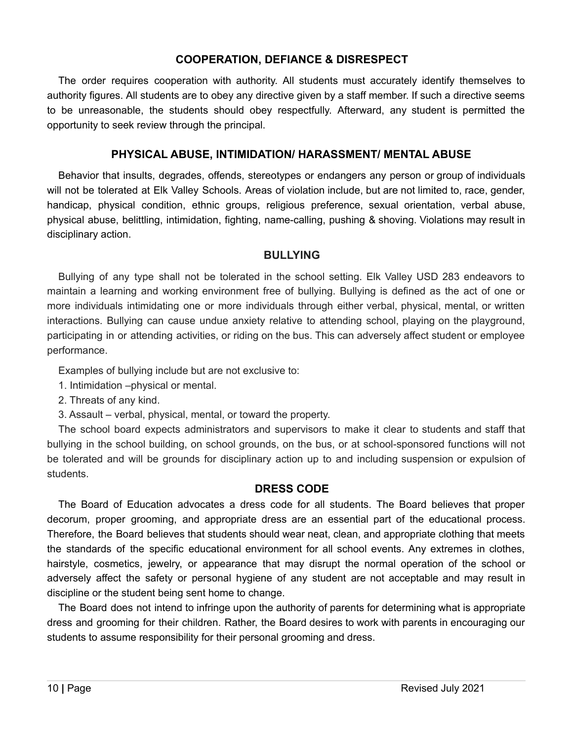## COOPERATION, DEFIANCE & DISRESPECT

The order requires cooperation with authority. All students must accurately identify themselves to authority figures. All students are to obey any directive given by a staff member. If such a directive seems to be unreasonable, the students should obey respectfully. Afterward, any student is permitted the opportunity to seek review through the principal.

## PHYSICAL ABUSE, INTIMIDATION/ HARASSMENT/ MENTAL ABUSE

Behavior that insults, degrades, offends, stereotypes or endangers any person or group of individuals will not be tolerated at Elk Valley Schools. Areas of violation include, but are not limited to, race, gender, handicap, physical condition, ethnic groups, religious preference, sexual orientation, verbal abuse, physical abuse, belittling, intimidation, fighting, name-calling, pushing & shoving. Violations may result in disciplinary action.

## BULLYING

Bullying of any type shall not be tolerated in the school setting. Elk Valley USD 283 endeavors to maintain a learning and working environment free of bullying. Bullying is defined as the act of one or more individuals intimidating one or more individuals through either verbal, physical, mental, or written interactions. Bullying can cause undue anxiety relative to attending school, playing on the playground, participating in or attending activities, or riding on the bus. This can adversely affect student or employee performance.

Examples of bullying include but are not exclusive to:

1. Intimidation –physical or mental.
2. Threats of any kind.
3. Assault – verbal, physical, mental, or toward the property.

The school board expects administrators and supervisors to make it clear to students and staff that bullying in the school building, on school grounds, on the bus, or at school-sponsored functions will not be tolerated and will be grounds for disciplinary action up to and including suspension or expulsion of students.

## DRESS CODE

The Board of Education advocates a dress code for all students. The Board believes that proper decorum, proper grooming, and appropriate dress are an essential part of the educational process. Therefore, the Board believes that students should wear neat, clean, and appropriate clothing that meets the standards of the specific educational environment for all school events. Any extremes in clothes, hairstyle, cosmetics, jewelry, or appearance that may disrupt the normal operation of the school or adversely affect the safety or personal hygiene of any student are not acceptable and may result in discipline or the student being sent home to change.

The Board does not intend to infringe upon the authority of parents for determining what is appropriate dress and grooming for their children. Rather, the Board desires to work with parents in encouraging our students to assume responsibility for their personal grooming and dress.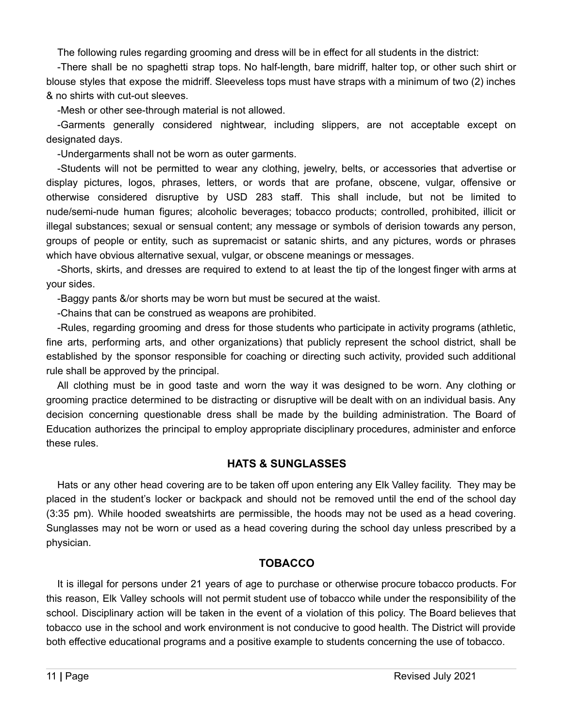The following rules regarding grooming and dress will be in effect for all students in the district:

-There shall be no spaghetti strap tops. No half-length, bare midriff, halter top, or other such shirt or blouse styles that expose the midriff. Sleeveless tops must have straps with a minimum of two (2) inches & no shirts with cut-out sleeves.

-Mesh or other see-through material is not allowed.

-Garments generally considered nightwear, including slippers, are not acceptable except on designated days.

-Undergarments shall not be worn as outer garments.

-Students will not be permitted to wear any clothing, jewelry, belts, or accessories that advertise or display pictures, logos, phrases, letters, or words that are profane, obscene, vulgar, offensive or otherwise considered disruptive by USD 283 staff. This shall include, but not be limited to nude/semi-nude human figures; alcoholic beverages; tobacco products; controlled, prohibited, illicit or illegal substances; sexual or sensual content; any message or symbols of derision towards any person, groups of people or entity, such as supremacist or satanic shirts, and any pictures, words or phrases which have obvious alternative sexual, vulgar, or obscene meanings or messages.

-Shorts, skirts, and dresses are required to extend to at least the tip of the longest finger with arms at your sides.

-Baggy pants &/or shorts may be worn but must be secured at the waist.

-Chains that can be construed as weapons are prohibited.

-Rules, regarding grooming and dress for those students who participate in activity programs (athletic, fine arts, performing arts, and other organizations) that publicly represent the school district, shall be established by the sponsor responsible for coaching or directing such activity, provided such additional rule shall be approved by the principal.

All clothing must be in good taste and worn the way it was designed to be worn. Any clothing or grooming practice determined to be distracting or disruptive will be dealt with on an individual basis. Any decision concerning questionable dress shall be made by the building administration. The Board of Education authorizes the principal to employ appropriate disciplinary procedures, administer and enforce these rules.

## HATS & SUNGLASSES

Hats or any other head covering are to be taken off upon entering any Elk Valley facility. They may be placed in the student's locker or backpack and should not be removed until the end of the school day (3:35 pm). While hooded sweatshirts are permissible, the hoods may not be used as a head covering. Sunglasses may not be worn or used as a head covering during the school day unless prescribed by a physician.

## TOBACCO

It is illegal for persons under 21 years of age to purchase or otherwise procure tobacco products. For this reason, Elk Valley schools will not permit student use of tobacco while under the responsibility of the school. Disciplinary action will be taken in the event of a violation of this policy. The Board believes that tobacco use in the school and work environment is not conducive to good health. The District will provide both effective educational programs and a positive example to students concerning the use of tobacco.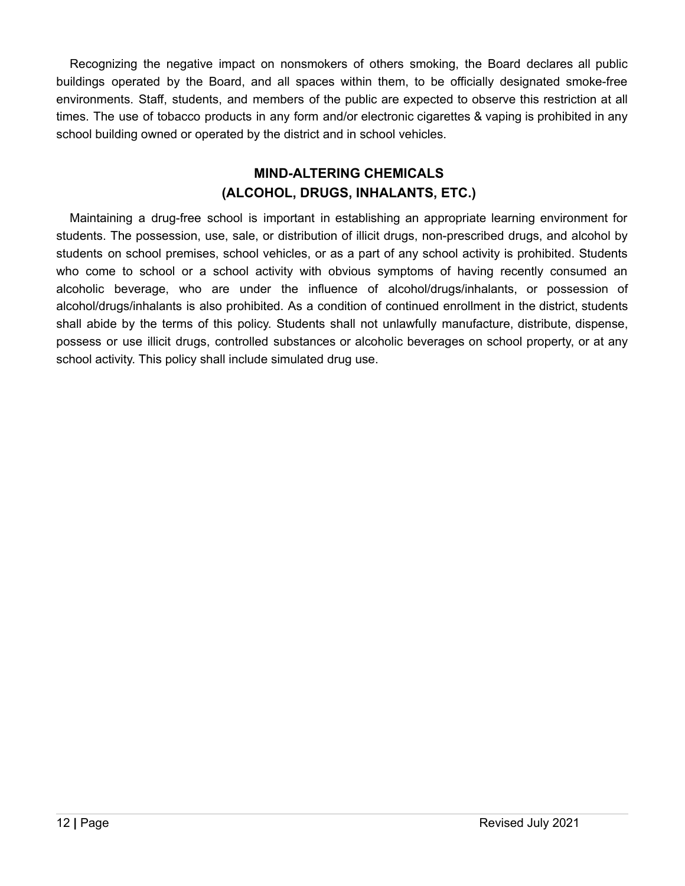Recognizing the negative impact on nonsmokers of others smoking, the Board declares all public buildings operated by the Board, and all spaces within them, to be officially designated smoke-free environments. Staff, students, and members of the public are expected to observe this restriction at all times. The use of tobacco products in any form and/or electronic cigarettes & vaping is prohibited in any school building owned or operated by the district and in school vehicles.

## MIND-ALTERING CHEMICALS (ALCOHOL, DRUGS, INHALANTS, ETC.)

Maintaining a drug-free school is important in establishing an appropriate learning environment for students. The possession, use, sale, or distribution of illicit drugs, non-prescribed drugs, and alcohol by students on school premises, school vehicles, or as a part of any school activity is prohibited. Students who come to school or a school activity with obvious symptoms of having recently consumed an alcoholic beverage, who are under the influence of alcohol/drugs/inhalants, or possession of alcohol/drugs/inhalants is also prohibited. As a condition of continued enrollment in the district, students shall abide by the terms of this policy. Students shall not unlawfully manufacture, distribute, dispense, possess or use illicit drugs, controlled substances or alcoholic beverages on school property, or at any school activity. This policy shall include simulated drug use.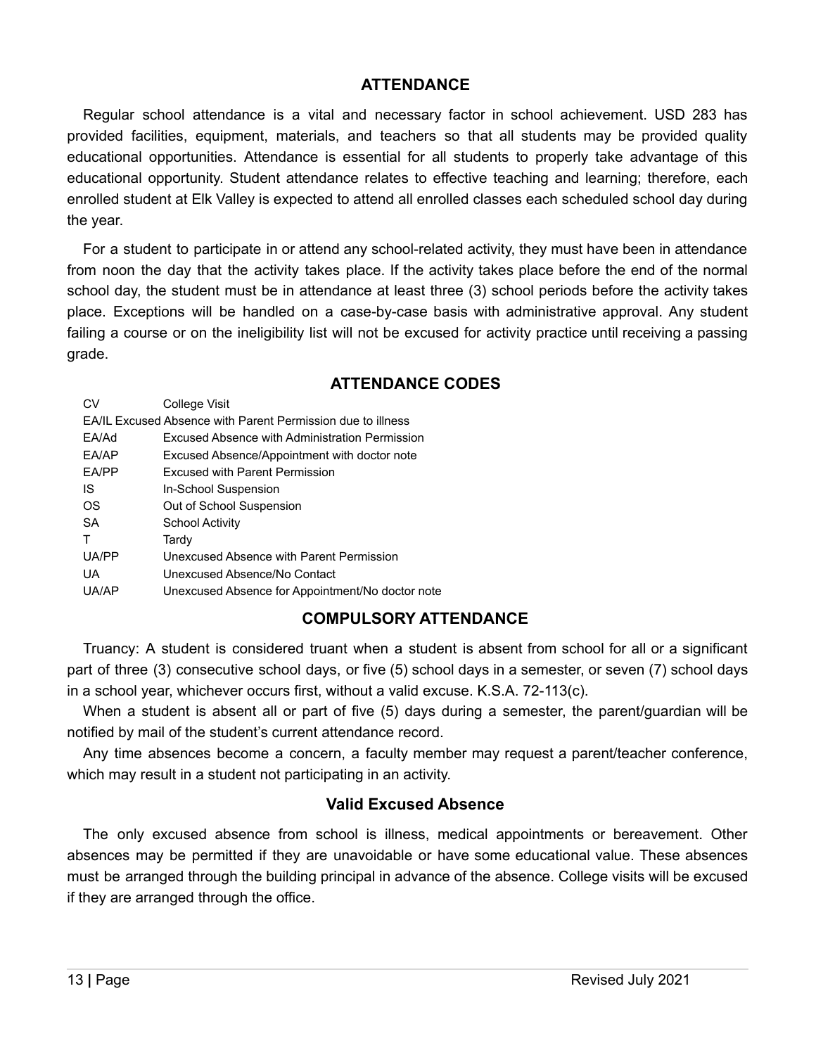## ATTENDANCE

Regular school attendance is a vital and necessary factor in school achievement. USD 283 has provided facilities, equipment, materials, and teachers so that all students may be provided quality educational opportunities. Attendance is essential for all students to properly take advantage of this educational opportunity. Student attendance relates to effective teaching and learning; therefore, each enrolled student at Elk Valley is expected to attend all enrolled classes each scheduled school day during the year.

For a student to participate in or attend any school-related activity, they must have been in attendance from noon the day that the activity takes place. If the activity takes place before the end of the normal school day, the student must be in attendance at least three (3) school periods before the activity takes place. Exceptions will be handled on a case-by-case basis with administrative approval. Any student failing a course or on the ineligibility list will not be excused for activity practice until receiving a passing grade.

## ATTENDANCE CODES

| Code | Description |
|---|---|
| CV | College Visit |
| EA/IL | Excused Absence with Parent Permission due to illness |
| EA/Ad | Excused Absence with Administration Permission |
| EA/AP | Excused Absence/Appointment with doctor note |
| EA/PP | Excused with Parent Permission |
| IS | In-School Suspension |
| OS | Out of School Suspension |
| SA | School Activity |
| T | Tardy |
| UA/PP | Unexcused Absence with Parent Permission |
| UA | Unexcused Absence/No Contact |
| UA/AP | Unexcused Absence for Appointment/No doctor note |

## COMPULSORY ATTENDANCE

Truancy: A student is considered truant when a student is absent from school for all or a significant part of three (3) consecutive school days, or five (5) school days in a semester, or seven (7) school days in a school year, whichever occurs first, without a valid excuse. K.S.A. 72-113(c).

When a student is absent all or part of five (5) days during a semester, the parent/guardian will be notified by mail of the student's current attendance record.

Any time absences become a concern, a faculty member may request a parent/teacher conference, which may result in a student not participating in an activity.

### Valid Excused Absence

The only excused absence from school is illness, medical appointments or bereavement. Other absences may be permitted if they are unavoidable or have some educational value. These absences must be arranged through the building principal in advance of the absence. College visits will be excused if they are arranged through the office.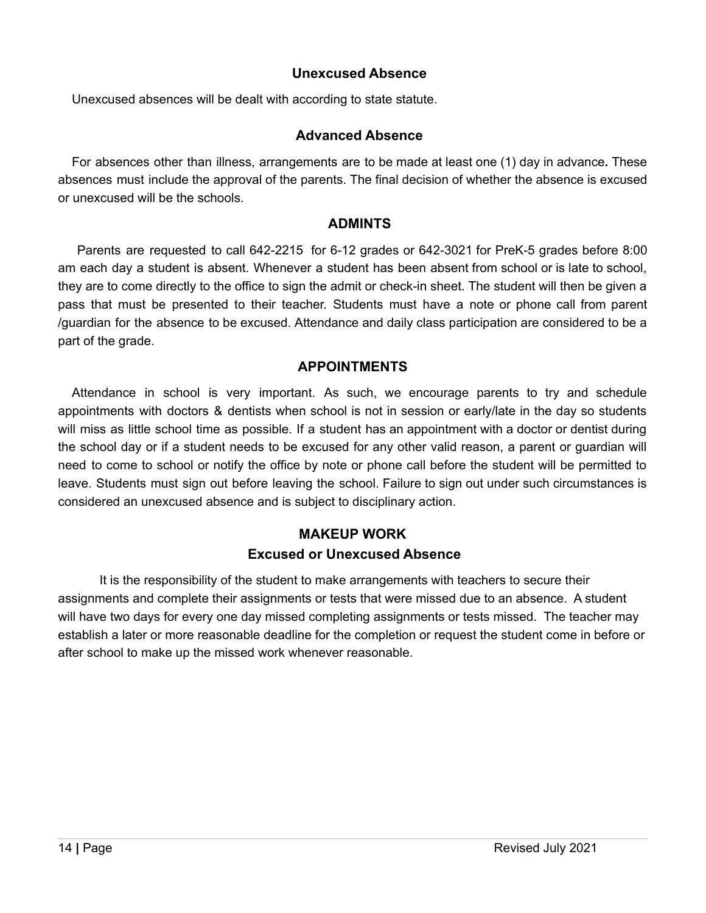### Unexcused Absence

Unexcused absences will be dealt with according to state statute.

### Advanced Absence

For absences other than illness, arrangements are to be made at least one (1) day in advance**.** These absences must include the approval of the parents. The final decision of whether the absence is excused or unexcused will be the schools.

### ADMINTS

Parents are requested to call 642-2215 for 6-12 grades or 642-3021 for PreK-5 grades before 8:00 am each day a student is absent. Whenever a student has been absent from school or is late to school, they are to come directly to the office to sign the admit or check-in sheet. The student will then be given a pass that must be presented to their teacher. Students must have a note or phone call from parent /guardian for the absence to be excused. Attendance and daily class participation are considered to be a part of the grade.

### APPOINTMENTS

Attendance in school is very important. As such, we encourage parents to try and schedule appointments with doctors & dentists when school is not in session or early/late in the day so students will miss as little school time as possible. If a student has an appointment with a doctor or dentist during the school day or if a student needs to be excused for any other valid reason, a parent or guardian will need to come to school or notify the office by note or phone call before the student will be permitted to leave. Students must sign out before leaving the school. Failure to sign out under such circumstances is considered an unexcused absence and is subject to disciplinary action.

### MAKEUP WORK

### Excused or Unexcused Absence

It is the responsibility of the student to make arrangements with teachers to secure their assignments and complete their assignments or tests that were missed due to an absence. A student will have two days for every one day missed completing assignments or tests missed. The teacher may establish a later or more reasonable deadline for the completion or request the student come in before or after school to make up the missed work whenever reasonable.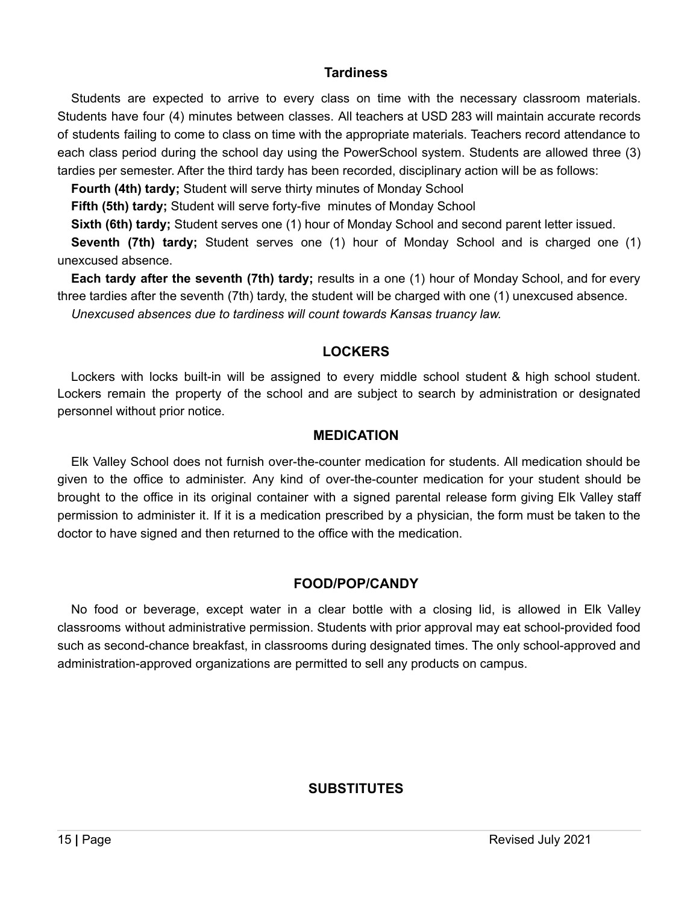## Tardiness

Students are expected to arrive to every class on time with the necessary classroom materials. Students have four (4) minutes between classes. All teachers at USD 283 will maintain accurate records of students failing to come to class on time with the appropriate materials. Teachers record attendance to each class period during the school day using the PowerSchool system. Students are allowed three (3) tardies per semester. After the third tardy has been recorded, disciplinary action will be as follows:

**Fourth (4th) tardy;** Student will serve thirty minutes of Monday School

**Fifth (5th) tardy;** Student will serve forty-five minutes of Monday School

**Sixth (6th) tardy;** Student serves one (1) hour of Monday School and second parent letter issued.

**Seventh (7th) tardy;** Student serves one (1) hour of Monday School and is charged one (1) unexcused absence.

**Each tardy after the seventh (7th) tardy;** results in a one (1) hour of Monday School, and for every three tardies after the seventh (7th) tardy, the student will be charged with one (1) unexcused absence.

*Unexcused absences due to tardiness will count towards Kansas truancy law.*

## LOCKERS

Lockers with locks built-in will be assigned to every middle school student & high school student. Lockers remain the property of the school and are subject to search by administration or designated personnel without prior notice.

## MEDICATION

Elk Valley School does not furnish over-the-counter medication for students. All medication should be given to the office to administer. Any kind of over-the-counter medication for your student should be brought to the office in its original container with a signed parental release form giving Elk Valley staff permission to administer it. If it is a medication prescribed by a physician, the form must be taken to the doctor to have signed and then returned to the office with the medication.

## FOOD/POP/CANDY

No food or beverage, except water in a clear bottle with a closing lid, is allowed in Elk Valley classrooms without administrative permission. Students with prior approval may eat school-provided food such as second-chance breakfast, in classrooms during designated times. The only school-approved and administration-approved organizations are permitted to sell any products on campus.

## SUBSTITUTES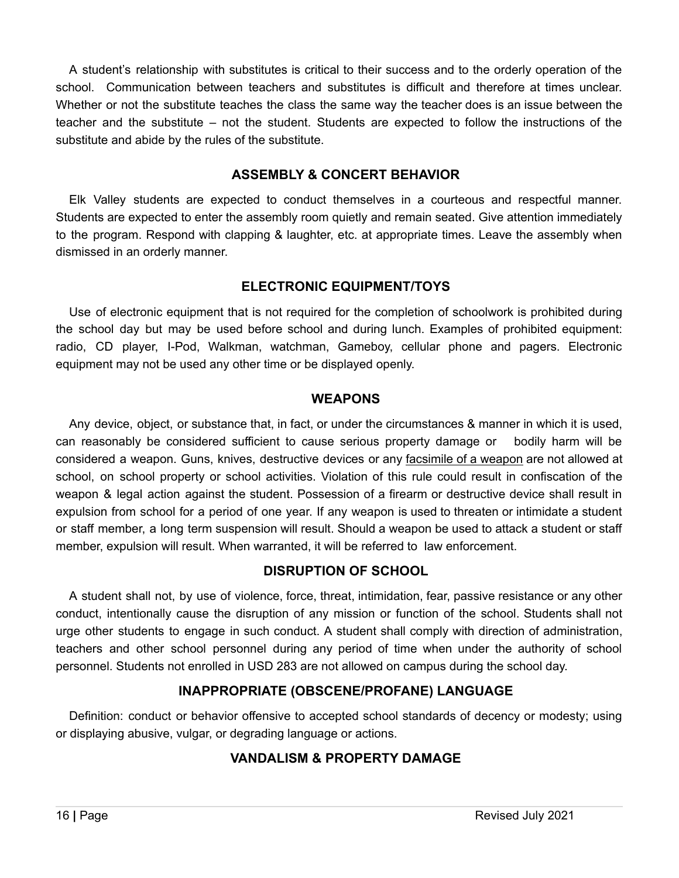A student's relationship with substitutes is critical to their success and to the orderly operation of the school. Communication between teachers and substitutes is difficult and therefore at times unclear. Whether or not the substitute teaches the class the same way the teacher does is an issue between the teacher and the substitute – not the student. Students are expected to follow the instructions of the substitute and abide by the rules of the substitute.

## ASSEMBLY & CONCERT BEHAVIOR

Elk Valley students are expected to conduct themselves in a courteous and respectful manner. Students are expected to enter the assembly room quietly and remain seated. Give attention immediately to the program. Respond with clapping & laughter, etc. at appropriate times. Leave the assembly when dismissed in an orderly manner.

## ELECTRONIC EQUIPMENT/TOYS

Use of electronic equipment that is not required for the completion of schoolwork is prohibited during the school day but may be used before school and during lunch. Examples of prohibited equipment: radio, CD player, I-Pod, Walkman, watchman, Gameboy, cellular phone and pagers. Electronic equipment may not be used any other time or be displayed openly.

## WEAPONS

Any device, object, or substance that, in fact, or under the circumstances & manner in which it is used, can reasonably be considered sufficient to cause serious property damage or bodily harm will be considered a weapon. Guns, knives, destructive devices or any facsimile of a weapon are not allowed at school, on school property or school activities. Violation of this rule could result in confiscation of the weapon & legal action against the student. Possession of a firearm or destructive device shall result in expulsion from school for a period of one year. If any weapon is used to threaten or intimidate a student or staff member, a long term suspension will result. Should a weapon be used to attack a student or staff member, expulsion will result. When warranted, it will be referred to law enforcement.

## DISRUPTION OF SCHOOL

A student shall not, by use of violence, force, threat, intimidation, fear, passive resistance or any other conduct, intentionally cause the disruption of any mission or function of the school. Students shall not urge other students to engage in such conduct. A student shall comply with direction of administration, teachers and other school personnel during any period of time when under the authority of school personnel. Students not enrolled in USD 283 are not allowed on campus during the school day.

## INAPPROPRIATE (OBSCENE/PROFANE) LANGUAGE

Definition: conduct or behavior offensive to accepted school standards of decency or modesty; using or displaying abusive, vulgar, or degrading language or actions.

## VANDALISM & PROPERTY DAMAGE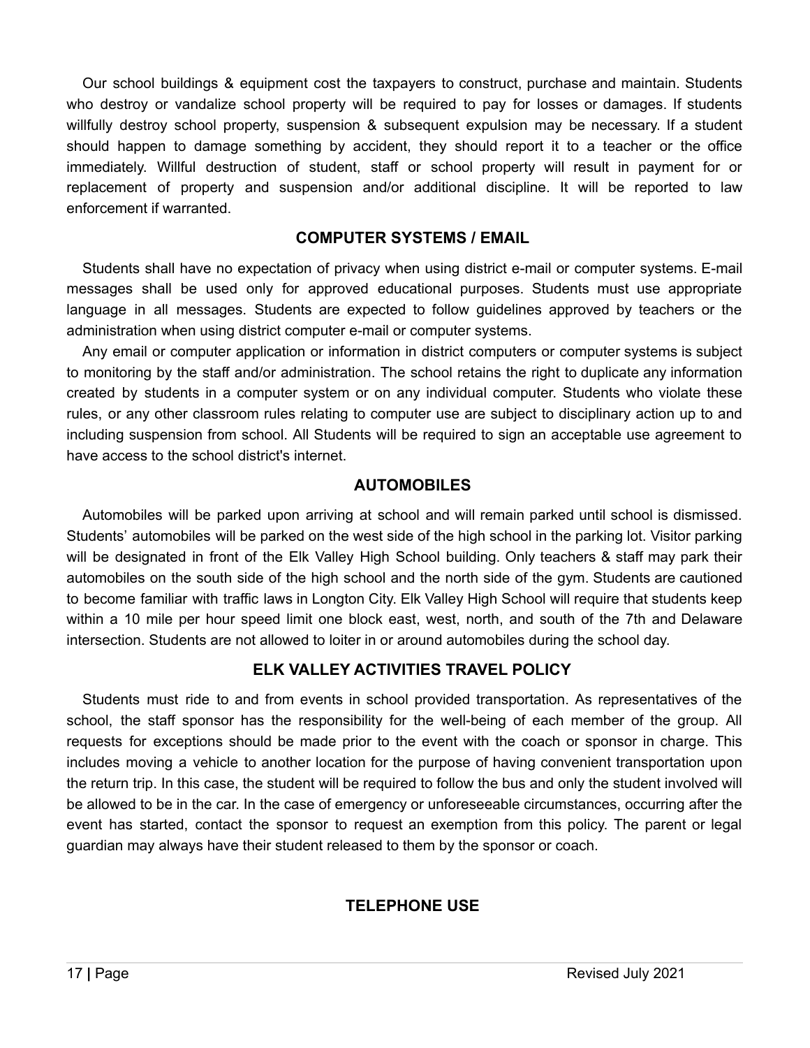Our school buildings & equipment cost the taxpayers to construct, purchase and maintain. Students who destroy or vandalize school property will be required to pay for losses or damages. If students willfully destroy school property, suspension & subsequent expulsion may be necessary. If a student should happen to damage something by accident, they should report it to a teacher or the office immediately. Willful destruction of student, staff or school property will result in payment for or replacement of property and suspension and/or additional discipline. It will be reported to law enforcement if warranted.

## COMPUTER SYSTEMS / EMAIL

Students shall have no expectation of privacy when using district e-mail or computer systems. E-mail messages shall be used only for approved educational purposes. Students must use appropriate language in all messages. Students are expected to follow guidelines approved by teachers or the administration when using district computer e-mail or computer systems.

Any email or computer application or information in district computers or computer systems is subject to monitoring by the staff and/or administration. The school retains the right to duplicate any information created by students in a computer system or on any individual computer. Students who violate these rules, or any other classroom rules relating to computer use are subject to disciplinary action up to and including suspension from school. All Students will be required to sign an acceptable use agreement to have access to the school district's internet.

## AUTOMOBILES

Automobiles will be parked upon arriving at school and will remain parked until school is dismissed. Students' automobiles will be parked on the west side of the high school in the parking lot. Visitor parking will be designated in front of the Elk Valley High School building. Only teachers & staff may park their automobiles on the south side of the high school and the north side of the gym. Students are cautioned to become familiar with traffic laws in Longton City. Elk Valley High School will require that students keep within a 10 mile per hour speed limit one block east, west, north, and south of the 7th and Delaware intersection. Students are not allowed to loiter in or around automobiles during the school day.

## ELK VALLEY ACTIVITIES TRAVEL POLICY

Students must ride to and from events in school provided transportation. As representatives of the school, the staff sponsor has the responsibility for the well-being of each member of the group. All requests for exceptions should be made prior to the event with the coach or sponsor in charge. This includes moving a vehicle to another location for the purpose of having convenient transportation upon the return trip. In this case, the student will be required to follow the bus and only the student involved will be allowed to be in the car. In the case of emergency or unforeseeable circumstances, occurring after the event has started, contact the sponsor to request an exemption from this policy. The parent or legal guardian may always have their student released to them by the sponsor or coach.

## TELEPHONE USE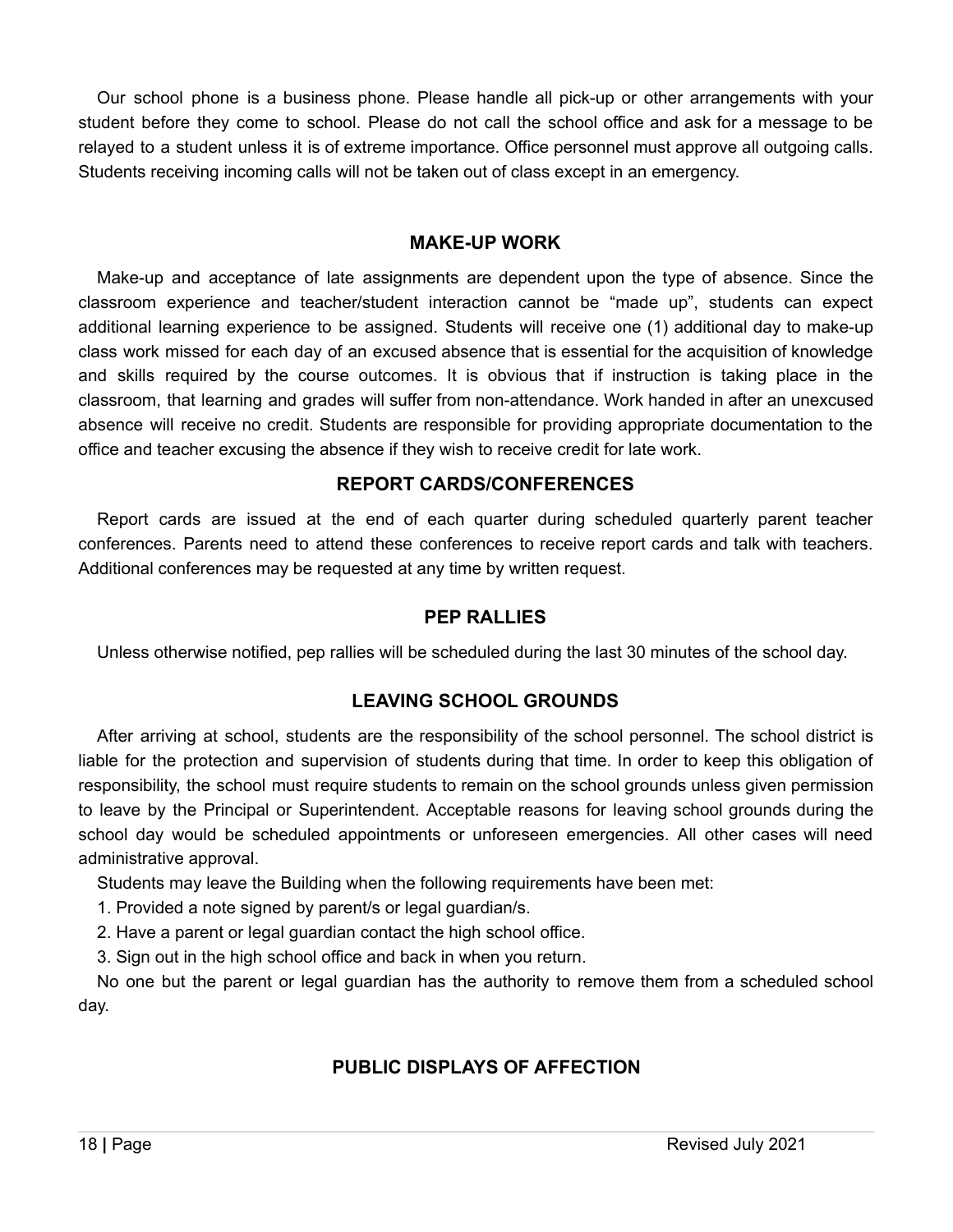Our school phone is a business phone. Please handle all pick-up or other arrangements with your student before they come to school. Please do not call the school office and ask for a message to be relayed to a student unless it is of extreme importance. Office personnel must approve all outgoing calls. Students receiving incoming calls will not be taken out of class except in an emergency.

## MAKE-UP WORK

Make-up and acceptance of late assignments are dependent upon the type of absence. Since the classroom experience and teacher/student interaction cannot be "made up", students can expect additional learning experience to be assigned. Students will receive one (1) additional day to make-up class work missed for each day of an excused absence that is essential for the acquisition of knowledge and skills required by the course outcomes. It is obvious that if instruction is taking place in the classroom, that learning and grades will suffer from non-attendance. Work handed in after an unexcused absence will receive no credit. Students are responsible for providing appropriate documentation to the office and teacher excusing the absence if they wish to receive credit for late work.

## REPORT CARDS/CONFERENCES

Report cards are issued at the end of each quarter during scheduled quarterly parent teacher conferences. Parents need to attend these conferences to receive report cards and talk with teachers. Additional conferences may be requested at any time by written request.

## PEP RALLIES

Unless otherwise notified, pep rallies will be scheduled during the last 30 minutes of the school day.

## LEAVING SCHOOL GROUNDS

After arriving at school, students are the responsibility of the school personnel. The school district is liable for the protection and supervision of students during that time. In order to keep this obligation of responsibility, the school must require students to remain on the school grounds unless given permission to leave by the Principal or Superintendent. Acceptable reasons for leaving school grounds during the school day would be scheduled appointments or unforeseen emergencies. All other cases will need administrative approval.

Students may leave the Building when the following requirements have been met:

1. Provided a note signed by parent/s or legal guardian/s.
2. Have a parent or legal guardian contact the high school office.
3. Sign out in the high school office and back in when you return.

No one but the parent or legal guardian has the authority to remove them from a scheduled school day.

## PUBLIC DISPLAYS OF AFFECTION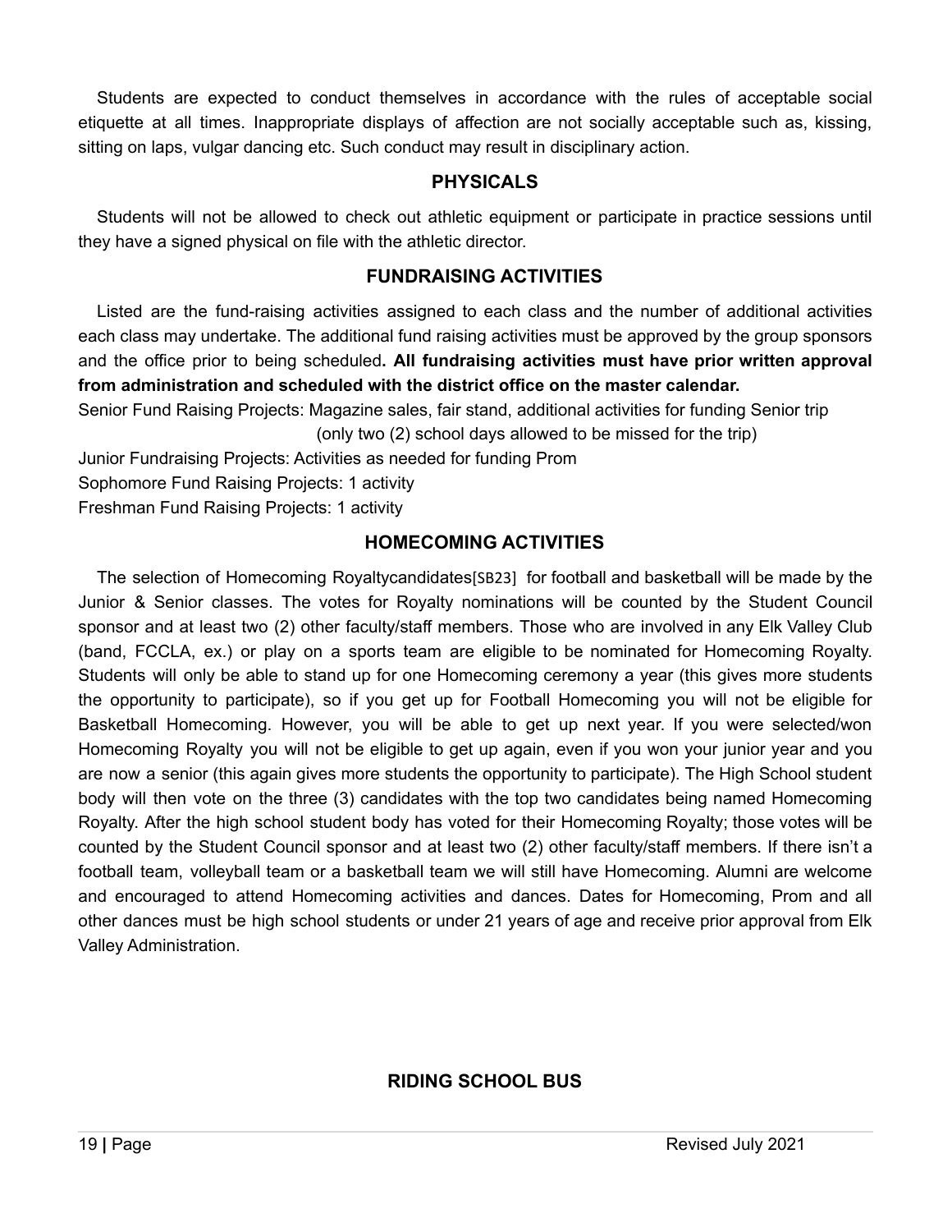Students are expected to conduct themselves in accordance with the rules of acceptable social etiquette at all times. Inappropriate displays of affection are not socially acceptable such as, kissing, sitting on laps, vulgar dancing etc. Such conduct may result in disciplinary action.

## PHYSICALS

Students will not be allowed to check out athletic equipment or participate in practice sessions until they have a signed physical on file with the athletic director.

## FUNDRAISING ACTIVITIES

Listed are the fund-raising activities assigned to each class and the number of additional activities each class may undertake. The additional fund raising activities must be approved by the group sponsors and the office prior to being scheduled**. All fundraising activities must have prior written approval from administration and scheduled with the district office on the master calendar.**

Senior Fund Raising Projects: Magazine sales, fair stand, additional activities for funding Senior trip (only two (2) school days allowed to be missed for the trip)

Junior Fundraising Projects: Activities as needed for funding Prom

Sophomore Fund Raising Projects: 1 activity

Freshman Fund Raising Projects: 1 activity

## HOMECOMING ACTIVITIES

The selection of Homecoming Royaltycandidates[SB23] for football and basketball will be made by the Junior & Senior classes. The votes for Royalty nominations will be counted by the Student Council sponsor and at least two (2) other faculty/staff members. Those who are involved in any Elk Valley Club (band, FCCLA, ex.) or play on a sports team are eligible to be nominated for Homecoming Royalty. Students will only be able to stand up for one Homecoming ceremony a year (this gives more students the opportunity to participate), so if you get up for Football Homecoming you will not be eligible for Basketball Homecoming. However, you will be able to get up next year. If you were selected/won Homecoming Royalty you will not be eligible to get up again, even if you won your junior year and you are now a senior (this again gives more students the opportunity to participate). The High School student body will then vote on the three (3) candidates with the top two candidates being named Homecoming Royalty. After the high school student body has voted for their Homecoming Royalty; those votes will be counted by the Student Council sponsor and at least two (2) other faculty/staff members. If there isn't a football team, volleyball team or a basketball team we will still have Homecoming. Alumni are welcome and encouraged to attend Homecoming activities and dances. Dates for Homecoming, Prom and all other dances must be high school students or under 21 years of age and receive prior approval from Elk Valley Administration.

## RIDING SCHOOL BUS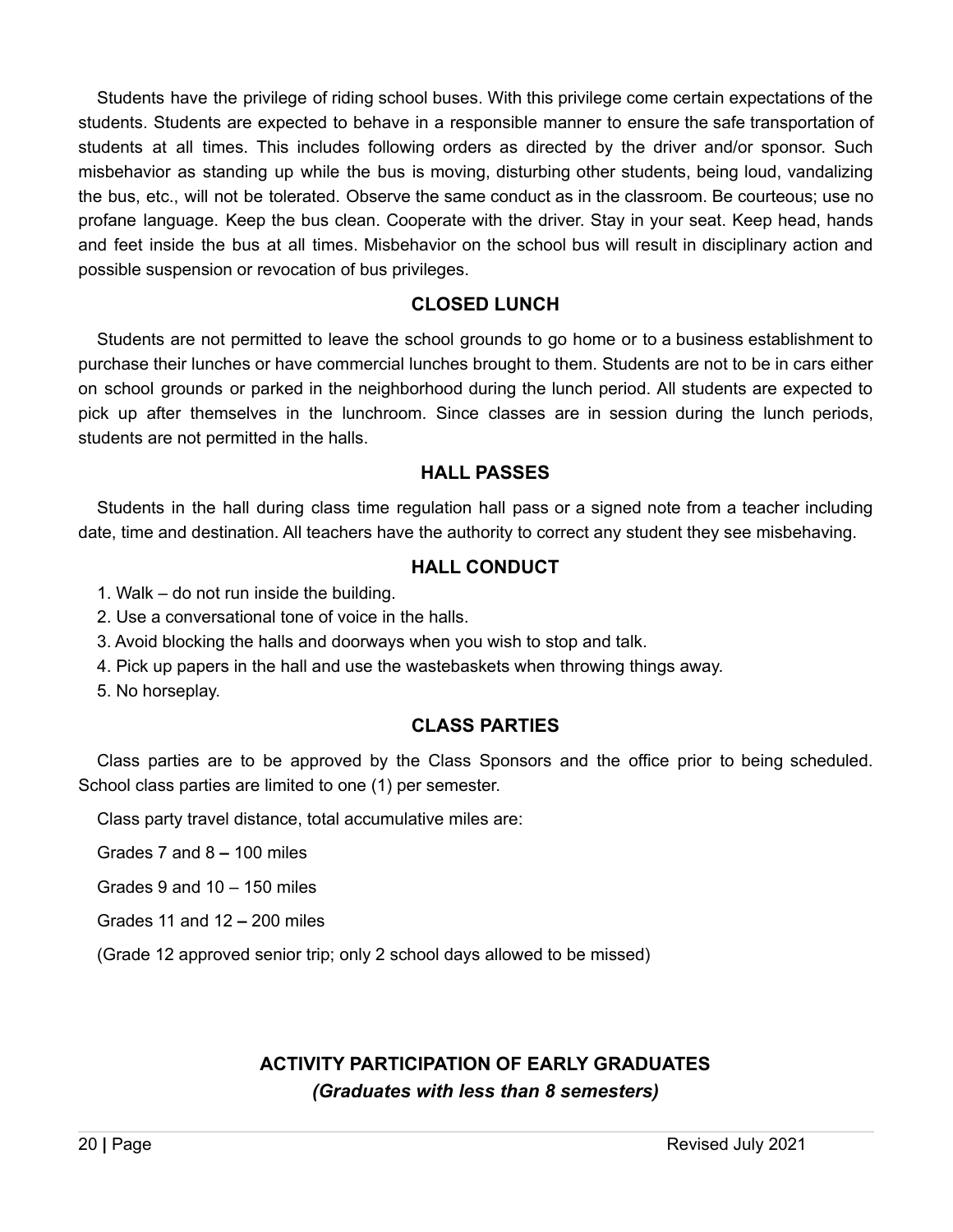Students have the privilege of riding school buses. With this privilege come certain expectations of the students. Students are expected to behave in a responsible manner to ensure the safe transportation of students at all times. This includes following orders as directed by the driver and/or sponsor. Such misbehavior as standing up while the bus is moving, disturbing other students, being loud, vandalizing the bus, etc., will not be tolerated. Observe the same conduct as in the classroom. Be courteous; use no profane language. Keep the bus clean. Cooperate with the driver. Stay in your seat. Keep head, hands and feet inside the bus at all times. Misbehavior on the school bus will result in disciplinary action and possible suspension or revocation of bus privileges.

## CLOSED LUNCH

Students are not permitted to leave the school grounds to go home or to a business establishment to purchase their lunches or have commercial lunches brought to them. Students are not to be in cars either on school grounds or parked in the neighborhood during the lunch period. All students are expected to pick up after themselves in the lunchroom. Since classes are in session during the lunch periods, students are not permitted in the halls.

## HALL PASSES

Students in the hall during class time regulation hall pass or a signed note from a teacher including date, time and destination. All teachers have the authority to correct any student they see misbehaving.

## HALL CONDUCT

1. Walk – do not run inside the building.
2. Use a conversational tone of voice in the halls.
3. Avoid blocking the halls and doorways when you wish to stop and talk.
4. Pick up papers in the hall and use the wastebaskets when throwing things away.
5. No horseplay.

## CLASS PARTIES

Class parties are to be approved by the Class Sponsors and the office prior to being scheduled. School class parties are limited to one (1) per semester.

Class party travel distance, total accumulative miles are:

Grades 7 and 8 **–** 100 miles

Grades 9 and 10 – 150 miles

Grades 11 and 12 **–** 200 miles

(Grade 12 approved senior trip; only 2 school days allowed to be missed)

## ACTIVITY PARTICIPATION OF EARLY GRADUATES

***(Graduates with less than 8 semesters)***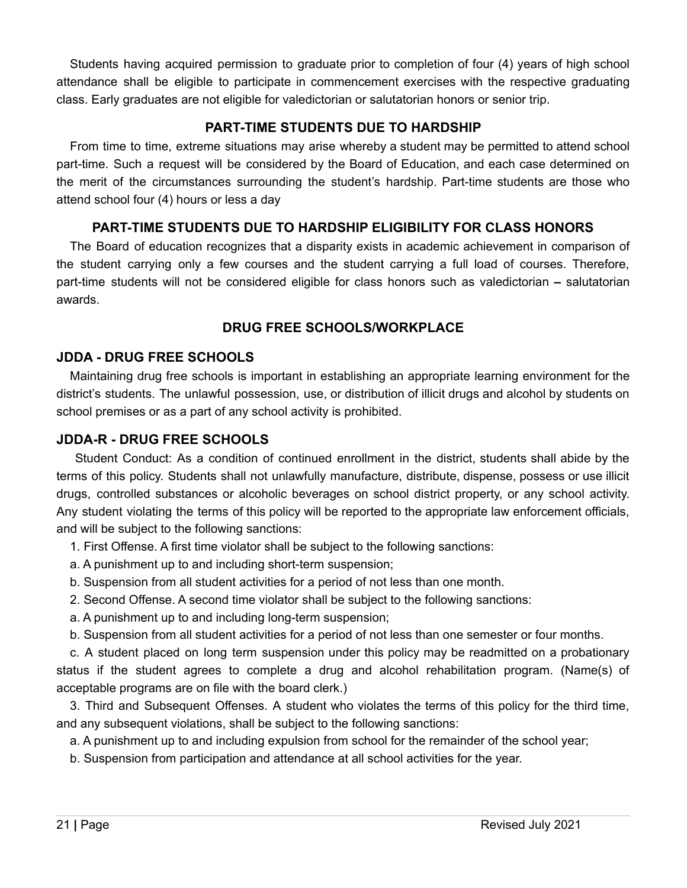Students having acquired permission to graduate prior to completion of four (4) years of high school attendance shall be eligible to participate in commencement exercises with the respective graduating class. Early graduates are not eligible for valedictorian or salutatorian honors or senior trip.

## PART-TIME STUDENTS DUE TO HARDSHIP

From time to time, extreme situations may arise whereby a student may be permitted to attend school part-time. Such a request will be considered by the Board of Education, and each case determined on the merit of the circumstances surrounding the student's hardship. Part-time students are those who attend school four (4) hours or less a day

## PART-TIME STUDENTS DUE TO HARDSHIP ELIGIBILITY FOR CLASS HONORS

The Board of education recognizes that a disparity exists in academic achievement in comparison of the student carrying only a few courses and the student carrying a full load of courses. Therefore, part-time students will not be considered eligible for class honors such as valedictorian **–** salutatorian awards.

## DRUG FREE SCHOOLS/WORKPLACE

### JDDA - DRUG FREE SCHOOLS

Maintaining drug free schools is important in establishing an appropriate learning environment for the district's students. The unlawful possession, use, or distribution of illicit drugs and alcohol by students on school premises or as a part of any school activity is prohibited.

### JDDA-R - DRUG FREE SCHOOLS

Student Conduct: As a condition of continued enrollment in the district, students shall abide by the terms of this policy. Students shall not unlawfully manufacture, distribute, dispense, possess or use illicit drugs, controlled substances or alcoholic beverages on school district property, or any school activity. Any student violating the terms of this policy will be reported to the appropriate law enforcement officials, and will be subject to the following sanctions:

1. First Offense. A first time violator shall be subject to the following sanctions:

a. A punishment up to and including short-term suspension;

b. Suspension from all student activities for a period of not less than one month.

2. Second Offense. A second time violator shall be subject to the following sanctions:

a. A punishment up to and including long-term suspension;

b. Suspension from all student activities for a period of not less than one semester or four months.

c. A student placed on long term suspension under this policy may be readmitted on a probationary status if the student agrees to complete a drug and alcohol rehabilitation program. (Name(s) of acceptable programs are on file with the board clerk.)

3. Third and Subsequent Offenses. A student who violates the terms of this policy for the third time, and any subsequent violations, shall be subject to the following sanctions:

a. A punishment up to and including expulsion from school for the remainder of the school year;

b. Suspension from participation and attendance at all school activities for the year.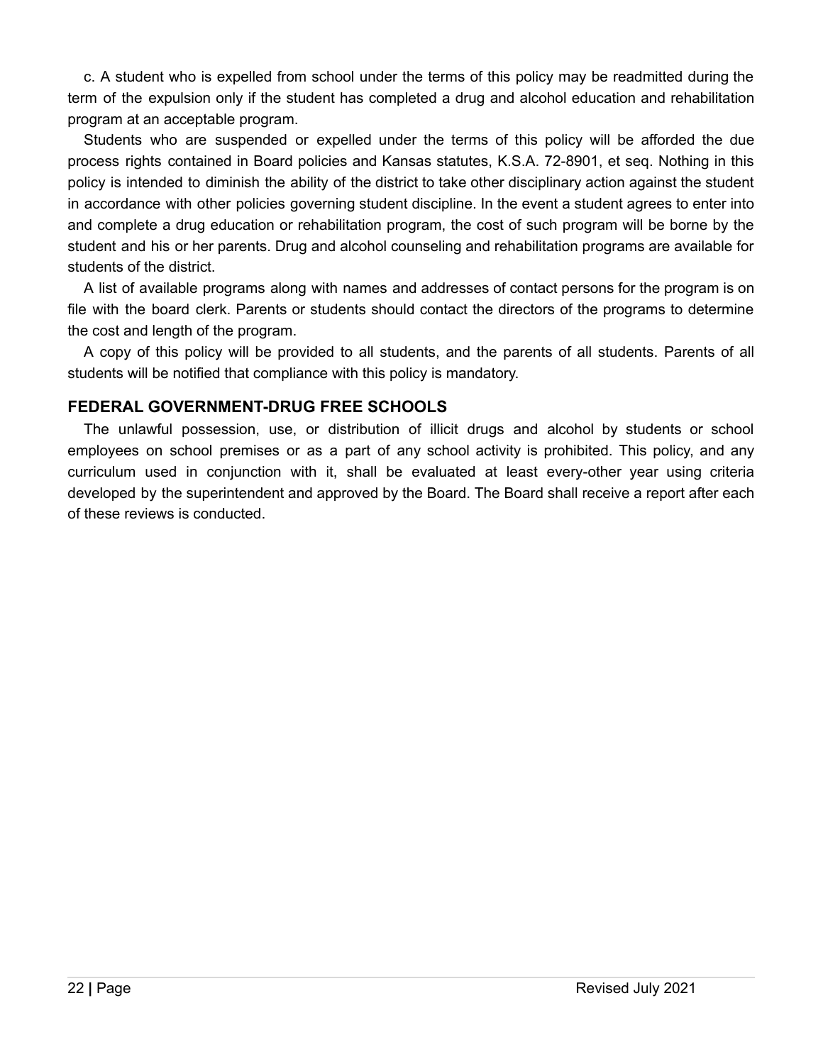c. A student who is expelled from school under the terms of this policy may be readmitted during the term of the expulsion only if the student has completed a drug and alcohol education and rehabilitation program at an acceptable program.

Students who are suspended or expelled under the terms of this policy will be afforded the due process rights contained in Board policies and Kansas statutes, K.S.A. 72-8901, et seq. Nothing in this policy is intended to diminish the ability of the district to take other disciplinary action against the student in accordance with other policies governing student discipline. In the event a student agrees to enter into and complete a drug education or rehabilitation program, the cost of such program will be borne by the student and his or her parents. Drug and alcohol counseling and rehabilitation programs are available for students of the district.

A list of available programs along with names and addresses of contact persons for the program is on file with the board clerk. Parents or students should contact the directors of the programs to determine the cost and length of the program.

A copy of this policy will be provided to all students, and the parents of all students. Parents of all students will be notified that compliance with this policy is mandatory.

## FEDERAL GOVERNMENT-DRUG FREE SCHOOLS

The unlawful possession, use, or distribution of illicit drugs and alcohol by students or school employees on school premises or as a part of any school activity is prohibited. This policy, and any curriculum used in conjunction with it, shall be evaluated at least every-other year using criteria developed by the superintendent and approved by the Board. The Board shall receive a report after each of these reviews is conducted.